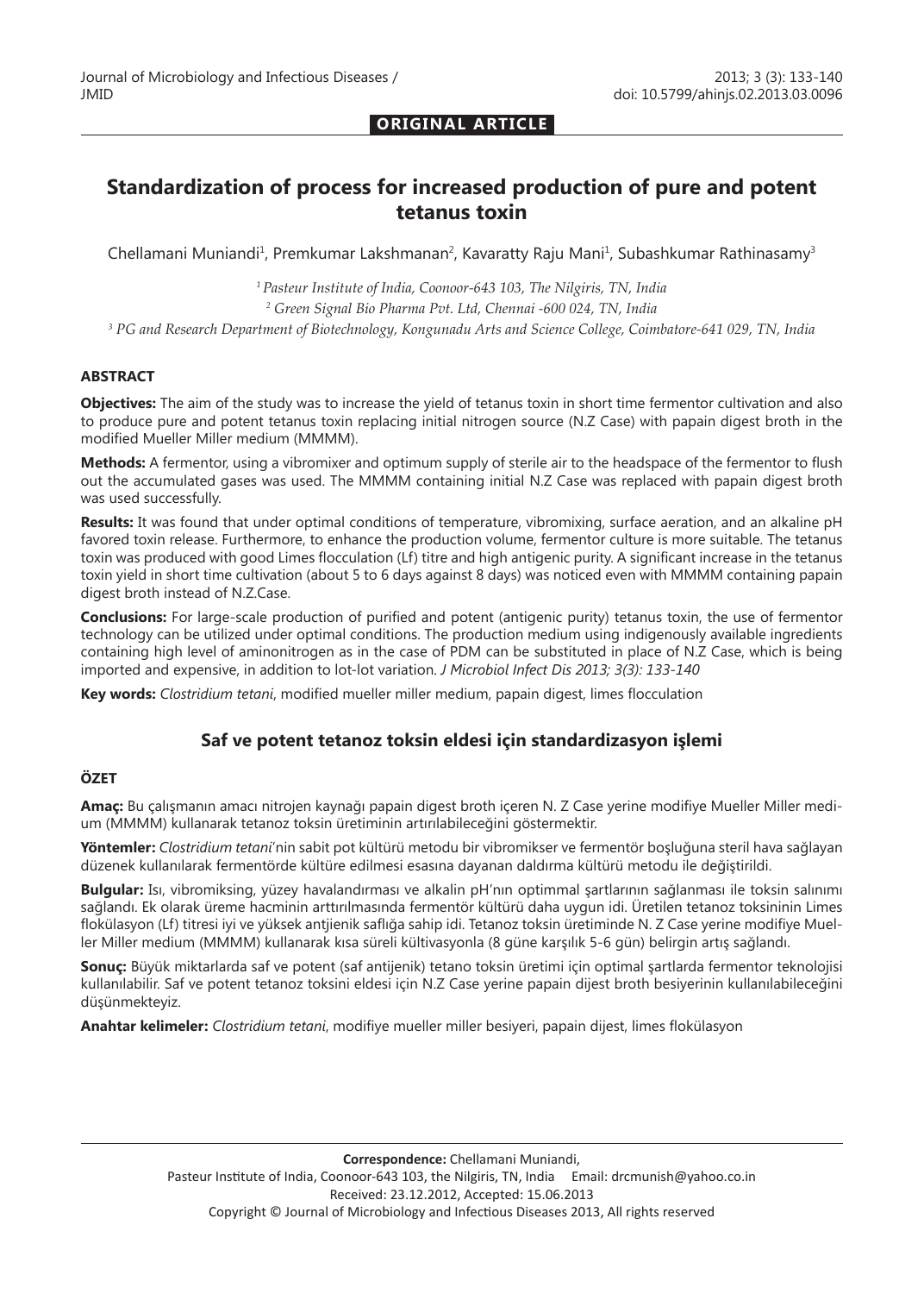**ORIGINAL ARTICLE**

# Standardization of process for increased production of pure and potent tetanus toxin

Chellamani Muniandi[1], Premkumar Lakshmanan[2], Kavaratty Raju Mani[1], Subashkumar Rathinasamy[3]

*[1] Pasteur Institute of India, Coonoor-643 103, The Nilgiris, TN, India*

*[2] Green Signal Bio Pharma Pvt. Ltd, Chennai -600 024, TN, India*

*[3] PG and Research Department of Biotechnology, Kongunadu Arts and Science College, Coimbatore-641 029, TN, India*

## ABSTRACT

**Objectives:** The aim of the study was to increase the yield of tetanus toxin in short time fermentor cultivation and also to produce pure and potent tetanus toxin replacing initial nitrogen source (N.Z Case) with papain digest broth in the modified Mueller Miller medium (MMMM).

**Methods:** A fermentor, using a vibromixer and optimum supply of sterile air to the headspace of the fermentor to flush out the accumulated gases was used. The MMMM containing initial N.Z Case was replaced with papain digest broth was used successfully.

**Results:** It was found that under optimal conditions of temperature, vibromixing, surface aeration, and an alkaline pH favored toxin release. Furthermore, to enhance the production volume, fermentor culture is more suitable. The tetanus toxin was produced with good Limes flocculation (Lf) titre and high antigenic purity. A significant increase in the tetanus toxin yield in short time cultivation (about 5 to 6 days against 8 days) was noticed even with MMMM containing papain digest broth instead of N.Z.Case.

**Conclusions:** For large-scale production of purified and potent (antigenic purity) tetanus toxin, the use of fermentor technology can be utilized under optimal conditions. The production medium using indigenously available ingredients containing high level of aminonitrogen as in the case of PDM can be substituted in place of N.Z Case, which is being imported and expensive, in addition to lot-lot variation. *J Microbiol Infect Dis 2013; 3(3): 133-140*

**Key words:** *Clostridium tetani*, modified mueller miller medium, papain digest, limes flocculation

## Saf ve potent tetanoz toksin eldesi için standardizasyon işlemi

## ÖZET

**Amaç:** Bu çalışmanın amacı nitrojen kaynağı papain digest broth içeren N. Z Case yerine modifiye Mueller Miller medium (MMMM) kullanarak tetanoz toksin üretiminin artırılabileceğini göstermektir.

**Yöntemler:** *Clostridium tetani*'nin sabit pot kültürü metodu bir vibromikser ve fermentör boşluğuna steril hava sağlayan düzenek kullanılarak fermentörde kültüre edilmesi esasına dayanan daldırma kültürü metodu ile değiştirildi.

**Bulgular:** Isı, vibromiksing, yüzey havalandırması ve alkalin pH'nın optimmal şartlarının sağlanması ile toksin salınımı sağlandı. Ek olarak üreme hacminin arttırılmasında fermentör kültürü daha uygun idi. Üretilen tetanoz toksininin Limes flokülasyon (Lf) titresi iyi ve yüksek antjienik saflığa sahip idi. Tetanoz toksin üretiminde N. Z Case yerine modifiye Mueller Miller medium (MMMM) kullanarak kısa süreli kültivasyonla (8 güne karşılık 5-6 gün) belirgin artış sağlandı.

**Sonuç:** Büyük miktarlarda saf ve potent (saf antijenik) tetano toksin üretimi için optimal şartlarda fermentor teknolojisi kullanılabilir. Saf ve potent tetanoz toksini eldesi için N.Z Case yerine papain dijest broth besiyerinin kullanılabileceğini düşünmekteyiz.

**Anahtar kelimeler:** *Clostridium tetani*, modifiye mueller miller besiyeri, papain dijest, limes flokülasyon

**Correspondence:** Chellamani Muniandi,
Pasteur Institute of India, Coonoor-643 103, the Nilgiris, TN, India Email: drcmunish@yahoo.co.in
Received: 23.12.2012, Accepted: 15.06.2013
Copyright © Journal of Microbiology and Infectious Diseases 2013, All rights reserved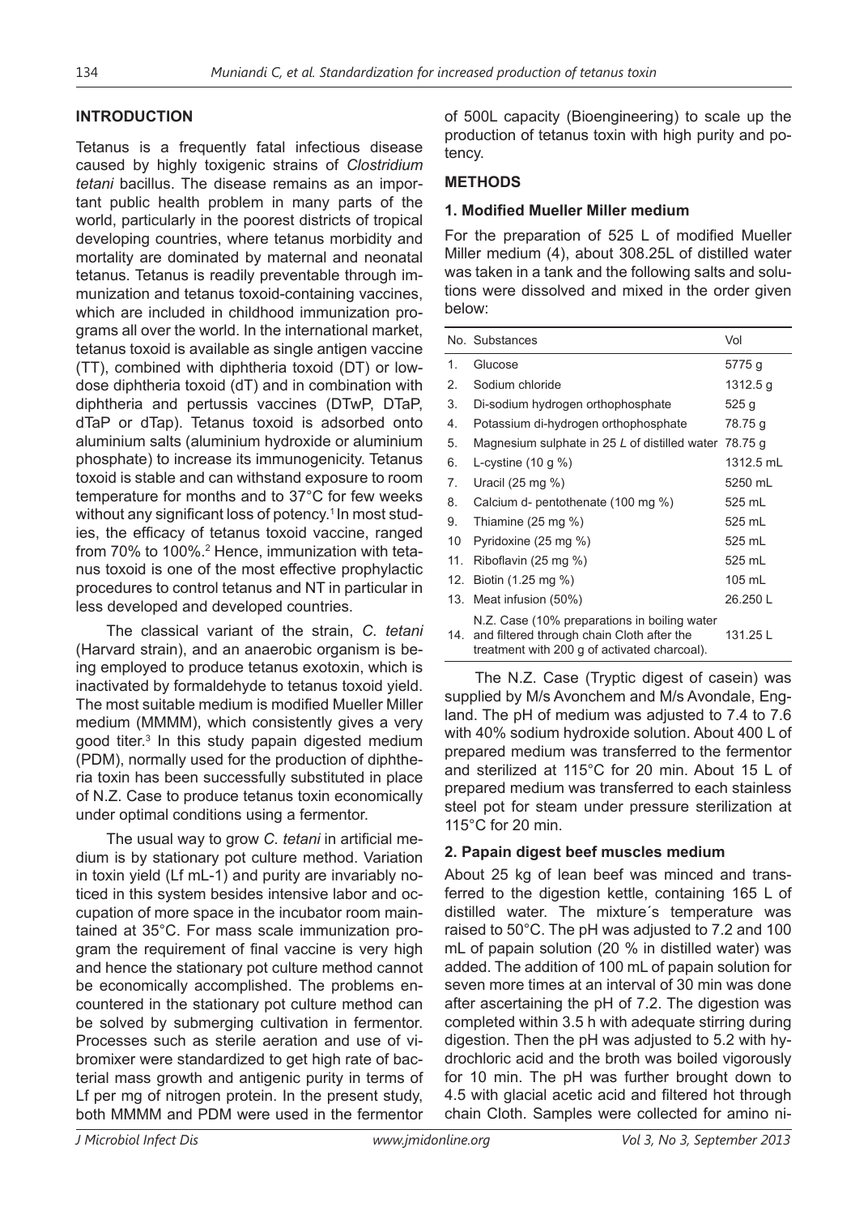## INTRODUCTION

Tetanus is a frequently fatal infectious disease caused by highly toxigenic strains of *Clostridium tetani* bacillus. The disease remains as an important public health problem in many parts of the world, particularly in the poorest districts of tropical developing countries, where tetanus morbidity and mortality are dominated by maternal and neonatal tetanus. Tetanus is readily preventable through immunization and tetanus toxoid-containing vaccines, which are included in childhood immunization programs all over the world. In the international market, tetanus toxoid is available as single antigen vaccine (TT), combined with diphtheria toxoid (DT) or low-dose diphtheria toxoid (dT) and in combination with diphtheria and pertussis vaccines (DTwP, DTaP, dTaP or dTap). Tetanus toxoid is adsorbed onto aluminium salts (aluminium hydroxide or aluminium phosphate) to increase its immunogenicity. Tetanus toxoid is stable and can withstand exposure to room temperature for months and to 37°C for few weeks without any significant loss of potency.[1] In most studies, the efficacy of tetanus toxoid vaccine, ranged from 70% to 100%.[2] Hence, immunization with tetanus toxoid is one of the most effective prophylactic procedures to control tetanus and NT in particular in less developed and developed countries.

The classical variant of the strain, *C. tetani* (Harvard strain), and an anaerobic organism is being employed to produce tetanus exotoxin, which is inactivated by formaldehyde to tetanus toxoid yield. The most suitable medium is modified Mueller Miller medium (MMMM), which consistently gives a very good titer.[3] In this study papain digested medium (PDM), normally used for the production of diphtheria toxin has been successfully substituted in place of N.Z. Case to produce tetanus toxin economically under optimal conditions using a fermentor.

The usual way to grow *C. tetani* in artificial medium is by stationary pot culture method. Variation in toxin yield (Lf mL-1) and purity are invariably noticed in this system besides intensive labor and occupation of more space in the incubator room maintained at 35°C. For mass scale immunization program the requirement of final vaccine is very high and hence the stationary pot culture method cannot be economically accomplished. The problems encountered in the stationary pot culture method can be solved by submerging cultivation in fermentor. Processes such as sterile aeration and use of vibromixer were standardized to get high rate of bacterial mass growth and antigenic purity in terms of Lf per mg of nitrogen protein. In the present study, both MMMM and PDM were used in the fermentor of 500L capacity (Bioengineering) to scale up the production of tetanus toxin with high purity and potency.

## METHODS

### 1. Modified Mueller Miller medium

For the preparation of 525 L of modified Mueller Miller medium (4), about 308.25L of distilled water was taken in a tank and the following salts and solutions were dissolved and mixed in the order given below:

| No. | Substances | Vol |
|---|---|---|
| 1. | Glucose | 5775 g |
| 2. | Sodium chloride | 1312.5 g |
| 3. | Di-sodium hydrogen orthophosphate | 525 g |
| 4. | Potassium di-hydrogen orthophosphate | 78.75 g |
| 5. | Magnesium sulphate in 25 *L* of distilled water | 78.75 g |
| 6. | L-cystine (10 g %) | 1312.5 mL |
| 7. | Uracil (25 mg %) | 5250 mL |
| 8. | Calcium d- pentothenate (100 mg %) | 525 mL |
| 9. | Thiamine (25 mg %) | 525 mL |
| 10 | Pyridoxine (25 mg %) | 525 mL |
| 11. | Riboflavin (25 mg %) | 525 mL |
| 12. | Biotin (1.25 mg %) | 105 mL |
| 13. | Meat infusion (50%) | 26.250 L |
| 14. | N.Z. Case (10% preparations in boiling water and filtered through chain Cloth after the treatment with 200 g of activated charcoal). | 131.25 L |

The N.Z. Case (Tryptic digest of casein) was supplied by M/s Avonchem and M/s Avondale, England. The pH of medium was adjusted to 7.4 to 7.6 with 40% sodium hydroxide solution. About 400 L of prepared medium was transferred to the fermentor and sterilized at 115°C for 20 min. About 15 L of prepared medium was transferred to each stainless steel pot for steam under pressure sterilization at 115°C for 20 min.

### 2. Papain digest beef muscles medium

About 25 kg of lean beef was minced and transferred to the digestion kettle, containing 165 L of distilled water. The mixture´s temperature was raised to 50°C. The pH was adjusted to 7.2 and 100 mL of papain solution (20 % in distilled water) was added. The addition of 100 mL of papain solution for seven more times at an interval of 30 min was done after ascertaining the pH of 7.2. The digestion was completed within 3.5 h with adequate stirring during digestion. Then the pH was adjusted to 5.2 with hydrochloric acid and the broth was boiled vigorously for 10 min. The pH was further brought down to 4.5 with glacial acetic acid and filtered hot through chain Cloth. Samples were collected for amino ni-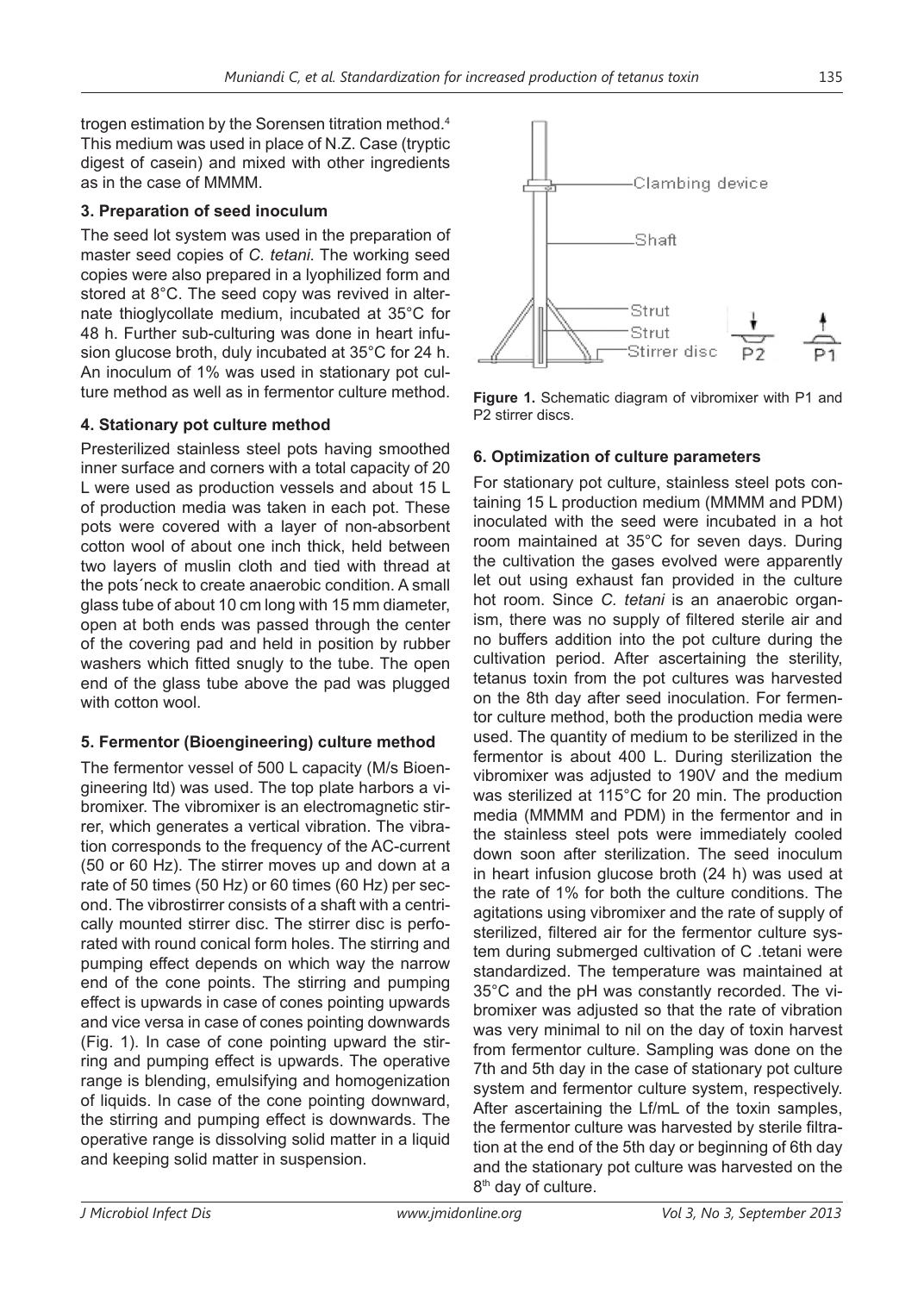trogen estimation by the Sorensen titration method.[4] This medium was used in place of N.Z. Case (tryptic digest of casein) and mixed with other ingredients as in the case of MMMM.

### 3. Preparation of seed inoculum

The seed lot system was used in the preparation of master seed copies of *C. tetani*. The working seed copies were also prepared in a lyophilized form and stored at 8°C. The seed copy was revived in alternate thioglycollate medium, incubated at 35°C for 48 h. Further sub-culturing was done in heart infusion glucose broth, duly incubated at 35°C for 24 h. An inoculum of 1% was used in stationary pot culture method as well as in fermentor culture method.

### 4. Stationary pot culture method

Presterilized stainless steel pots having smoothed inner surface and corners with a total capacity of 20 L were used as production vessels and about 15 L of production media was taken in each pot. These pots were covered with a layer of non-absorbent cotton wool of about one inch thick, held between two layers of muslin cloth and tied with thread at the pots´neck to create anaerobic condition. A small glass tube of about 10 cm long with 15 mm diameter, open at both ends was passed through the center of the covering pad and held in position by rubber washers which fitted snugly to the tube. The open end of the glass tube above the pad was plugged with cotton wool.

### 5. Fermentor (Bioengineering) culture method

The fermentor vessel of 500 L capacity (M/s Bioengineering ltd) was used. The top plate harbors a vibromixer. The vibromixer is an electromagnetic stirrer, which generates a vertical vibration. The vibration corresponds to the frequency of the AC-current (50 or 60 Hz). The stirrer moves up and down at a rate of 50 times (50 Hz) or 60 times (60 Hz) per second. The vibrostirrer consists of a shaft with a centrically mounted stirrer disc. The stirrer disc is perforated with round conical form holes. The stirring and pumping effect depends on which way the narrow end of the cone points. The stirring and pumping effect is upwards in case of cones pointing upwards and vice versa in case of cones pointing downwards (Fig. 1). In case of cone pointing upward the stirring and pumping effect is upwards. The operative range is blending, emulsifying and homogenization of liquids. In case of the cone pointing downward, the stirring and pumping effect is downwards. The operative range is dissolving solid matter in a liquid and keeping solid matter in suspension.

Clambing device
Shaft
Strut
Strut
Stirrer disc
P2
P1

**Figure 1.** Schematic diagram of vibromixer with P1 and P2 stirrer discs.

### 6. Optimization of culture parameters

For stationary pot culture, stainless steel pots containing 15 L production medium (MMMM and PDM) inoculated with the seed were incubated in a hot room maintained at 35°C for seven days. During the cultivation the gases evolved were apparently let out using exhaust fan provided in the culture hot room. Since *C. tetani* is an anaerobic organism, there was no supply of filtered sterile air and no buffers addition into the pot culture during the cultivation period. After ascertaining the sterility, tetanus toxin from the pot cultures was harvested on the 8th day after seed inoculation. For fermentor culture method, both the production media were used. The quantity of medium to be sterilized in the fermentor is about 400 L. During sterilization the vibromixer was adjusted to 190V and the medium was sterilized at 115°C for 20 min. The production media (MMMM and PDM) in the fermentor and in the stainless steel pots were immediately cooled down soon after sterilization. The seed inoculum in heart infusion glucose broth (24 h) was used at the rate of 1% for both the culture conditions. The agitations using vibromixer and the rate of supply of sterilized, filtered air for the fermentor culture system during submerged cultivation of C .tetani were standardized. The temperature was maintained at 35°C and the pH was constantly recorded. The vibromixer was adjusted so that the rate of vibration was very minimal to nil on the day of toxin harvest from fermentor culture. Sampling was done on the 7th and 5th day in the case of stationary pot culture system and fermentor culture system, respectively. After ascertaining the Lf/mL of the toxin samples, the fermentor culture was harvested by sterile filtration at the end of the 5th day or beginning of 6th day and the stationary pot culture was harvested on the 8$^{th}$ day of culture.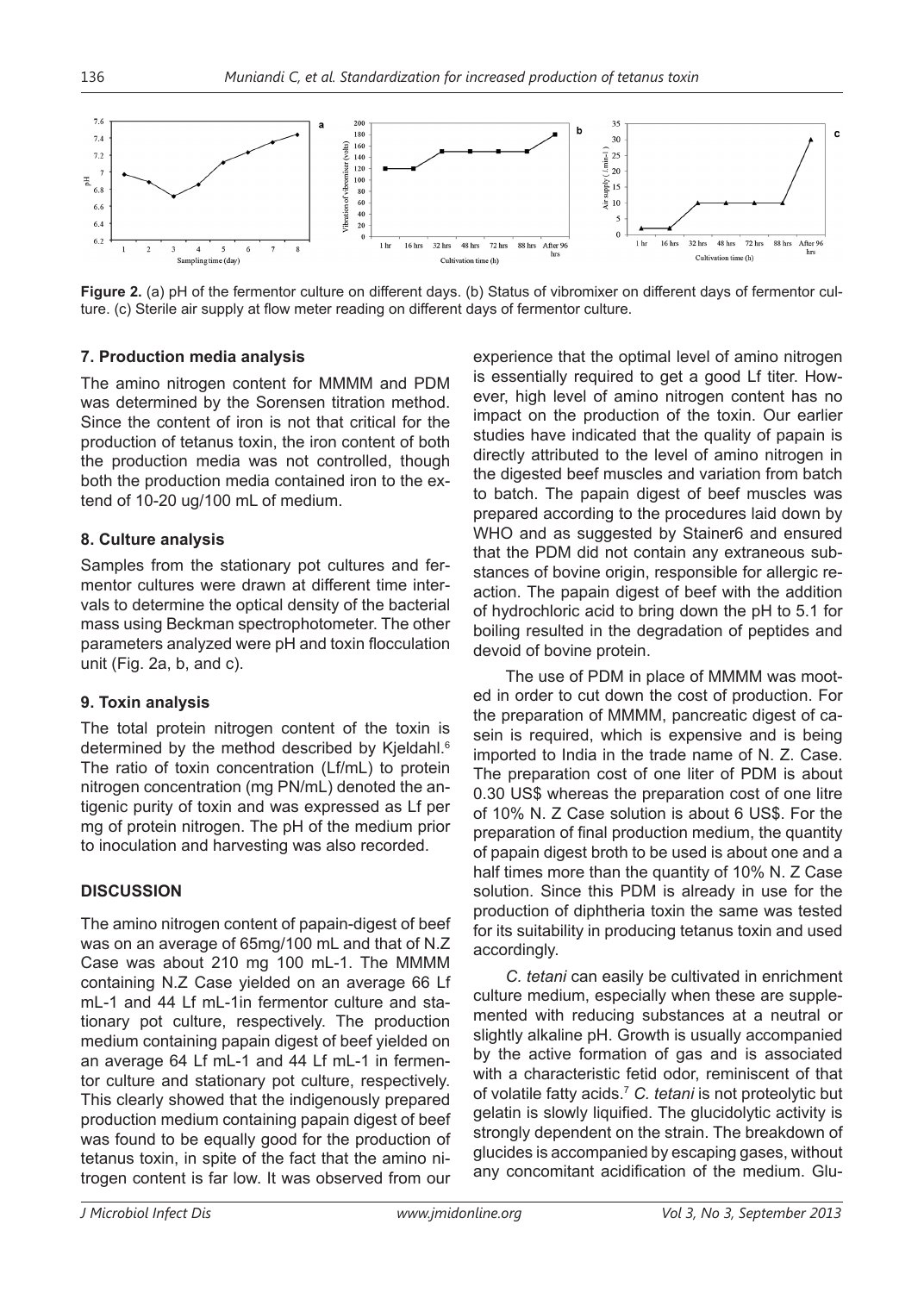**Figure 2.** (a) pH of the fermentor culture on different days. (b) Status of vibromixer on different days of fermentor culture. (c) Sterile air supply at flow meter reading on different days of fermentor culture.

### 7. Production media analysis

The amino nitrogen content for MMMM and PDM was determined by the Sorensen titration method. Since the content of iron is not that critical for the production of tetanus toxin, the iron content of both the production media was not controlled, though both the production media contained iron to the extend of 10-20 ug/100 mL of medium.

### 8. Culture analysis

Samples from the stationary pot cultures and fermentor cultures were drawn at different time intervals to determine the optical density of the bacterial mass using Beckman spectrophotometer. The other parameters analyzed were pH and toxin flocculation unit (Fig. 2a, b, and c).

### 9. Toxin analysis

The total protein nitrogen content of the toxin is determined by the method described by Kjeldahl.[6] The ratio of toxin concentration (Lf/mL) to protein nitrogen concentration (mg PN/mL) denoted the antigenic purity of toxin and was expressed as Lf per mg of protein nitrogen. The pH of the medium prior to inoculation and harvesting was also recorded.

## DISCUSSION

The amino nitrogen content of papain-digest of beef was on an average of 65mg/100 mL and that of N.Z Case was about 210 mg 100 mL-1. The MMMM containing N.Z Case yielded on an average 66 Lf mL-1 and 44 Lf mL-1in fermentor culture and stationary pot culture, respectively. The production medium containing papain digest of beef yielded on an average 64 Lf mL-1 and 44 Lf mL-1 in fermentor culture and stationary pot culture, respectively. This clearly showed that the indigenously prepared production medium containing papain digest of beef was found to be equally good for the production of tetanus toxin, in spite of the fact that the amino nitrogen content is far low. It was observed from our experience that the optimal level of amino nitrogen is essentially required to get a good Lf titer. However, high level of amino nitrogen content has no impact on the production of the toxin. Our earlier studies have indicated that the quality of papain is directly attributed to the level of amino nitrogen in the digested beef muscles and variation from batch to batch. The papain digest of beef muscles was prepared according to the procedures laid down by WHO and as suggested by Stainer6 and ensured that the PDM did not contain any extraneous substances of bovine origin, responsible for allergic reaction. The papain digest of beef with the addition of hydrochloric acid to bring down the pH to 5.1 for boiling resulted in the degradation of peptides and devoid of bovine protein.

The use of PDM in place of MMMM was mooted in order to cut down the cost of production. For the preparation of MMMM, pancreatic digest of casein is required, which is expensive and is being imported to India in the trade name of N. Z. Case. The preparation cost of one liter of PDM is about 0.30 US$ whereas the preparation cost of one litre of 10% N. Z Case solution is about 6 US$. For the preparation of final production medium, the quantity of papain digest broth to be used is about one and a half times more than the quantity of 10% N. Z Case solution. Since this PDM is already in use for the production of diphtheria toxin the same was tested for its suitability in producing tetanus toxin and used accordingly.

*C. tetani* can easily be cultivated in enrichment culture medium, especially when these are supplemented with reducing substances at a neutral or slightly alkaline pH. Growth is usually accompanied by the active formation of gas and is associated with a characteristic fetid odor, reminiscent of that of volatile fatty acids.[7] *C. tetani* is not proteolytic but gelatin is slowly liquified. The glucidolytic activity is strongly dependent on the strain. The breakdown of glucides is accompanied by escaping gases, without any concomitant acidification of the medium. Glu-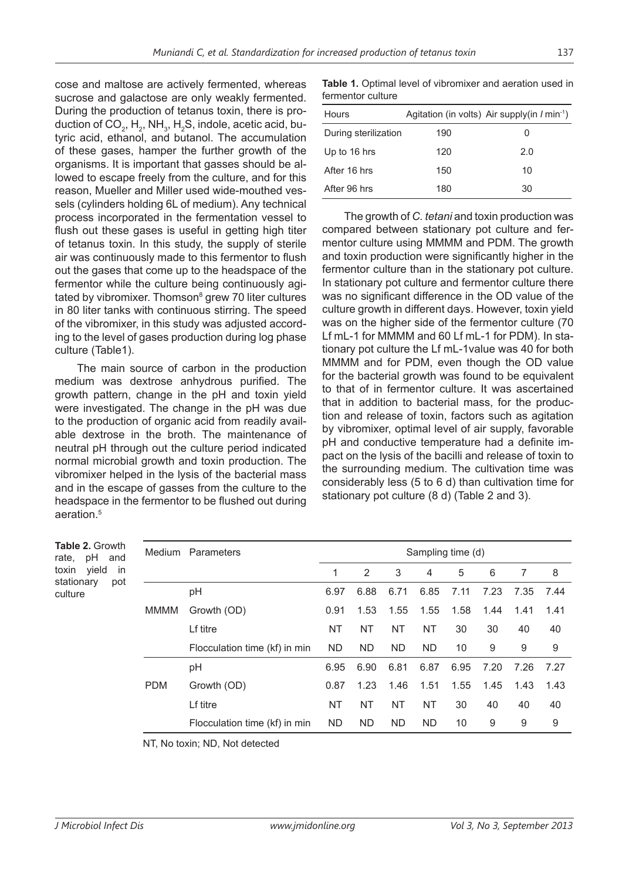cose and maltose are actively fermented, whereas sucrose and galactose are only weakly fermented. During the production of tetanus toxin, there is production of $CO_2$, $H_2$, $NH_3$, $H_2S$, indole, acetic acid, butyric acid, ethanol, and butanol. The accumulation of these gases, hamper the further growth of the organisms. It is important that gasses should be allowed to escape freely from the culture, and for this reason, Mueller and Miller used wide-mouthed vessels (cylinders holding 6L of medium). Any technical process incorporated in the fermentation vessel to flush out these gases is useful in getting high titer of tetanus toxin. In this study, the supply of sterile air was continuously made to this fermentor to flush out the gases that come up to the headspace of the fermentor while the culture being continuously agitated by vibromixer. Thomson[8] grew 70 liter cultures in 80 liter tanks with continuous stirring. The speed of the vibromixer, in this study was adjusted according to the level of gases production during log phase culture (Table1).

The main source of carbon in the production medium was dextrose anhydrous purified. The growth pattern, change in the pH and toxin yield were investigated. The change in the pH was due to the production of organic acid from readily available dextrose in the broth. The maintenance of neutral pH through out the culture period indicated normal microbial growth and toxin production. The vibromixer helped in the lysis of the bacterial mass and in the escape of gasses from the culture to the headspace in the fermentor to be flushed out during aeration.[5]

**Table 1.** Optimal level of vibromixer and aeration used in fermentor culture

| Hours | Agitation (in volts) | Air supply(in $l$ min$^{-1}$) |
|---|---|---|
| During sterilization | 190 | 0 |
| Up to 16 hrs | 120 | 2.0 |
| After 16 hrs | 150 | 10 |
| After 96 hrs | 180 | 30 |

The growth of *C. tetani* and toxin production was compared between stationary pot culture and fermentor culture using MMMM and PDM. The growth and toxin production were significantly higher in the fermentor culture than in the stationary pot culture. In stationary pot culture and fermentor culture there was no significant difference in the OD value of the culture growth in different days. However, toxin yield was on the higher side of the fermentor culture (70 Lf mL-1 for MMMM and 60 Lf mL-1 for PDM). In stationary pot culture the Lf mL-1value was 40 for both MMMM and for PDM, even though the OD value for the bacterial growth was found to be equivalent to that of in fermentor culture. It was ascertained that in addition to bacterial mass, for the production and release of toxin, factors such as agitation by vibromixer, optimal level of air supply, favorable pH and conductive temperature had a definite impact on the lysis of the bacilli and release of toxin to the surrounding medium. The cultivation time was considerably less (5 to 6 d) than cultivation time for stationary pot culture (8 d) (Table 2 and 3).

**Table 2.** Growth rate, pH and toxin yield in stationary pot culture

| Medium | Parameters | Sampling time (d) | | | | | | | |
|---|---|---|---|---|---|---|---|---|---|
| | | 1 | 2 | 3 | 4 | 5 | 6 | 7 | 8 |
| MMMM | pH | 6.97 | 6.88 | 6.71 | 6.85 | 7.11 | 7.23 | 7.35 | 7.44 |
| | Growth (OD) | 0.91 | 1.53 | 1.55 | 1.55 | 1.58 | 1.44 | 1.41 | 1.41 |
| | Lf titre | NT | NT | NT | NT | 30 | 30 | 40 | 40 |
| | Flocculation time (kf) in min | ND | ND | ND | ND | 10 | 9 | 9 | 9 |
| PDM | pH | 6.95 | 6.90 | 6.81 | 6.87 | 6.95 | 7.20 | 7.26 | 7.27 |
| | Growth (OD) | 0.87 | 1.23 | 1.46 | 1.51 | 1.55 | 1.45 | 1.43 | 1.43 |
| | Lf titre | NT | NT | NT | NT | 30 | 40 | 40 | 40 |
| | Flocculation time (kf) in min | ND | ND | ND | ND | 10 | 9 | 9 | 9 |

NT, No toxin; ND, Not detected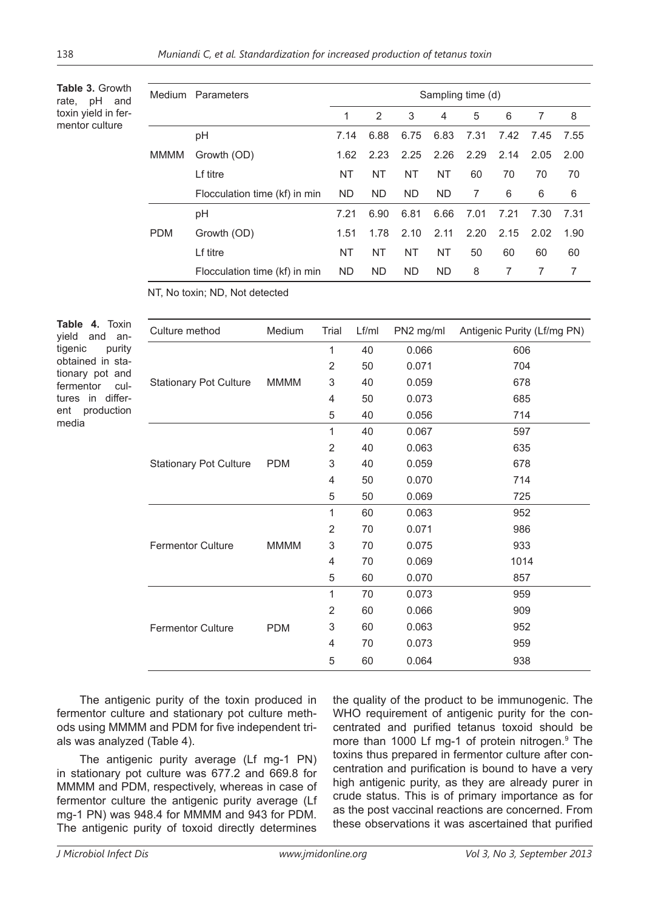**Table 3.** Growth rate, pH and toxin yield in fermentor culture

| Medium | Parameters | Sampling time (d) | | | | | | | |
|---|---|---|---|---|---|---|---|---|---|
| | | 1 | 2 | 3 | 4 | 5 | 6 | 7 | 8 |
| MMMM | pH | 7.14 | 6.88 | 6.75 | 6.83 | 7.31 | 7.42 | 7.45 | 7.55 |
| | Growth (OD) | 1.62 | 2.23 | 2.25 | 2.26 | 2.29 | 2.14 | 2.05 | 2.00 |
| | Lf titre | NT | NT | NT | NT | 60 | 70 | 70 | 70 |
| | Flocculation time (kf) in min | ND | ND | ND | ND | 7 | 6 | 6 | 6 |
| PDM | pH | 7.21 | 6.90 | 6.81 | 6.66 | 7.01 | 7.21 | 7.30 | 7.31 |
| | Growth (OD) | 1.51 | 1.78 | 2.10 | 2.11 | 2.20 | 2.15 | 2.02 | 1.90 |
| | Lf titre | NT | NT | NT | NT | 50 | 60 | 60 | 60 |
| | Flocculation time (kf) in min | ND | ND | ND | ND | 8 | 7 | 7 | 7 |

NT, No toxin; ND, Not detected

**Table 4.** Toxin yield and antigenic purity obtained in stationary pot and fermentor cultures in different production media

| Culture method | Medium | Trial | Lf/ml | PN2 mg/ml | Antigenic Purity (Lf/mg PN) |
|---|---|---|---|---|---|
| Stationary Pot Culture | MMMM | 1 | 40 | 0.066 | 606 |
| | | 2 | 50 | 0.071 | 704 |
| | | 3 | 40 | 0.059 | 678 |
| | | 4 | 50 | 0.073 | 685 |
| | | 5 | 40 | 0.056 | 714 |
| Stationary Pot Culture | PDM | 1 | 40 | 0.067 | 597 |
| | | 2 | 40 | 0.063 | 635 |
| | | 3 | 40 | 0.059 | 678 |
| | | 4 | 50 | 0.070 | 714 |
| | | 5 | 50 | 0.069 | 725 |
| Fermentor Culture | MMMM | 1 | 60 | 0.063 | 952 |
| | | 2 | 70 | 0.071 | 986 |
| | | 3 | 70 | 0.075 | 933 |
| | | 4 | 70 | 0.069 | 1014 |
| | | 5 | 60 | 0.070 | 857 |
| Fermentor Culture | PDM | 1 | 70 | 0.073 | 959 |
| | | 2 | 60 | 0.066 | 909 |
| | | 3 | 60 | 0.063 | 952 |
| | | 4 | 70 | 0.073 | 959 |
| | | 5 | 60 | 0.064 | 938 |

The antigenic purity of the toxin produced in fermentor culture and stationary pot culture methods using MMMM and PDM for five independent trials was analyzed (Table 4).

The antigenic purity average (Lf mg-1 PN) in stationary pot culture was 677.2 and 669.8 for MMMM and PDM, respectively, whereas in case of fermentor culture the antigenic purity average (Lf mg-1 PN) was 948.4 for MMMM and 943 for PDM. The antigenic purity of toxoid directly determines the quality of the product to be immunogenic. The WHO requirement of antigenic purity for the concentrated and purified tetanus toxoid should be more than 1000 Lf mg-1 of protein nitrogen.[9] The toxins thus prepared in fermentor culture after concentration and purification is bound to have a very high antigenic purity, as they are already purer in crude status. This is of primary importance as for as the post vaccinal reactions are concerned. From these observations it was ascertained that purified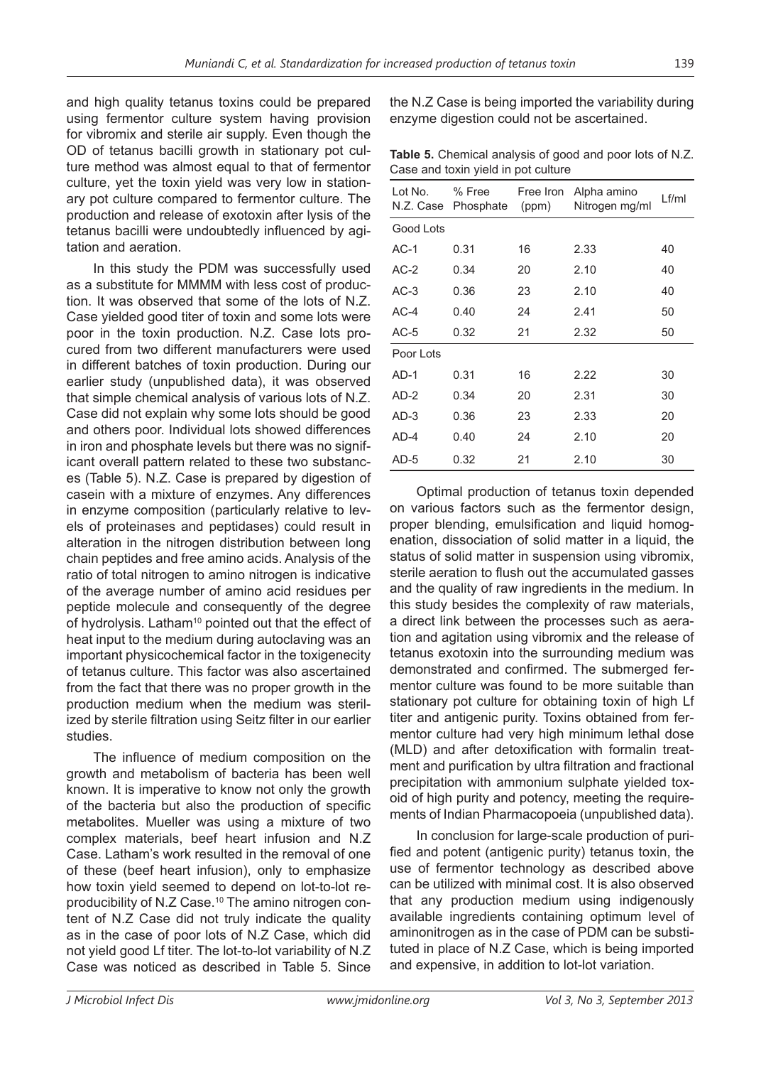and high quality tetanus toxins could be prepared using fermentor culture system having provision for vibromix and sterile air supply. Even though the OD of tetanus bacilli growth in stationary pot culture method was almost equal to that of fermentor culture, yet the toxin yield was very low in stationary pot culture compared to fermentor culture. The production and release of exotoxin after lysis of the tetanus bacilli were undoubtedly influenced by agitation and aeration.

In this study the PDM was successfully used as a substitute for MMMM with less cost of production. It was observed that some of the lots of N.Z. Case yielded good titer of toxin and some lots were poor in the toxin production. N.Z. Case lots procured from two different manufacturers were used in different batches of toxin production. During our earlier study (unpublished data), it was observed that simple chemical analysis of various lots of N.Z. Case did not explain why some lots should be good and others poor. Individual lots showed differences in iron and phosphate levels but there was no significant overall pattern related to these two substances (Table 5). N.Z. Case is prepared by digestion of casein with a mixture of enzymes. Any differences in enzyme composition (particularly relative to levels of proteinases and peptidases) could result in alteration in the nitrogen distribution between long chain peptides and free amino acids. Analysis of the ratio of total nitrogen to amino nitrogen is indicative of the average number of amino acid residues per peptide molecule and consequently of the degree of hydrolysis. Latham[10] pointed out that the effect of heat input to the medium during autoclaving was an important physicochemical factor in the toxigenecity of tetanus culture. This factor was also ascertained from the fact that there was no proper growth in the production medium when the medium was sterilized by sterile filtration using Seitz filter in our earlier studies.

The influence of medium composition on the growth and metabolism of bacteria has been well known. It is imperative to know not only the growth of the bacteria but also the production of specific metabolites. Mueller was using a mixture of two complex materials, beef heart infusion and N.Z Case. Latham's work resulted in the removal of one of these (beef heart infusion), only to emphasize how toxin yield seemed to depend on lot-to-lot reproducibility of N.Z Case.[10] The amino nitrogen content of N.Z Case did not truly indicate the quality as in the case of poor lots of N.Z Case, which did not yield good Lf titer. The lot-to-lot variability of N.Z Case was noticed as described in Table 5. Since the N.Z Case is being imported the variability during enzyme digestion could not be ascertained.

**Table 5.** Chemical analysis of good and poor lots of N.Z. Case and toxin yield in pot culture

| Lot No. N.Z. Case | % Free Phosphate | Free Iron (ppm) | Alpha amino Nitrogen mg/ml | Lf/ml |
|---|---|---|---|---|
| Good Lots | | | | |
| AC-1 | 0.31 | 16 | 2.33 | 40 |
| AC-2 | 0.34 | 20 | 2.10 | 40 |
| AC-3 | 0.36 | 23 | 2.10 | 40 |
| AC-4 | 0.40 | 24 | 2.41 | 50 |
| AC-5 | 0.32 | 21 | 2.32 | 50 |
| Poor Lots | | | | |
| AD-1 | 0.31 | 16 | 2.22 | 30 |
| AD-2 | 0.34 | 20 | 2.31 | 30 |
| AD-3 | 0.36 | 23 | 2.33 | 20 |
| AD-4 | 0.40 | 24 | 2.10 | 20 |
| AD-5 | 0.32 | 21 | 2.10 | 30 |

Optimal production of tetanus toxin depended on various factors such as the fermentor design, proper blending, emulsification and liquid homogenation, dissociation of solid matter in a liquid, the status of solid matter in suspension using vibromix, sterile aeration to flush out the accumulated gasses and the quality of raw ingredients in the medium. In this study besides the complexity of raw materials, a direct link between the processes such as aeration and agitation using vibromix and the release of tetanus exotoxin into the surrounding medium was demonstrated and confirmed. The submerged fermentor culture was found to be more suitable than stationary pot culture for obtaining toxin of high Lf titer and antigenic purity. Toxins obtained from fermentor culture had very high minimum lethal dose (MLD) and after detoxification with formalin treatment and purification by ultra filtration and fractional precipitation with ammonium sulphate yielded toxoid of high purity and potency, meeting the requirements of Indian Pharmacopoeia (unpublished data).

In conclusion for large-scale production of purified and potent (antigenic purity) tetanus toxin, the use of fermentor technology as described above can be utilized with minimal cost. It is also observed that any production medium using indigenously available ingredients containing optimum level of aminonitrogen as in the case of PDM can be substituted in place of N.Z Case, which is being imported and expensive, in addition to lot-lot variation.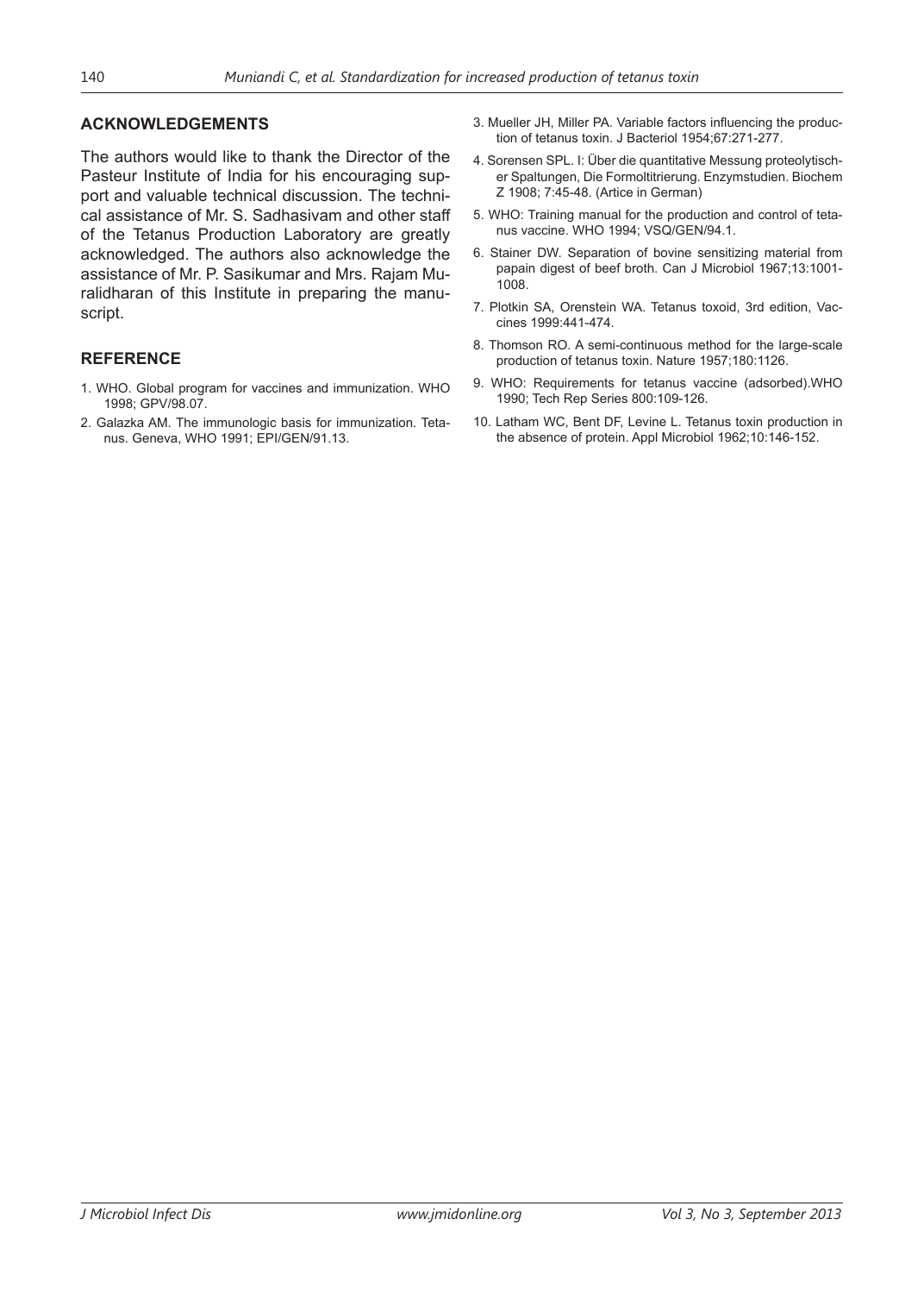## ACKNOWLEDGEMENTS

The authors would like to thank the Director of the Pasteur Institute of India for his encouraging support and valuable technical discussion. The technical assistance of Mr. S. Sadhasivam and other staff of the Tetanus Production Laboratory are greatly acknowledged. The authors also acknowledge the assistance of Mr. P. Sasikumar and Mrs. Rajam Muralidharan of this Institute in preparing the manuscript.

## REFERENCE

1. WHO. Global program for vaccines and immunization. WHO 1998; GPV/98.07.
2. Galazka AM. The immunologic basis for immunization. Tetanus. Geneva, WHO 1991; EPI/GEN/91.13.
3. Mueller JH, Miller PA. Variable factors influencing the production of tetanus toxin. J Bacteriol 1954;67:271-277.
4. Sorensen SPL. I: Über die quantitative Messung proteolytischer Spaltungen, Die Formoltitrierung. Enzymstudien. Biochem Z 1908; 7:45-48. (Artice in German)
5. WHO: Training manual for the production and control of tetanus vaccine. WHO 1994; VSQ/GEN/94.1.
6. Stainer DW. Separation of bovine sensitizing material from papain digest of beef broth. Can J Microbiol 1967;13:1001-1008.
7. Plotkin SA, Orenstein WA. Tetanus toxoid, 3rd edition, Vaccines 1999:441-474.
8. Thomson RO. A semi-continuous method for the large-scale production of tetanus toxin. Nature 1957;180:1126.
9. WHO: Requirements for tetanus vaccine (adsorbed).WHO 1990; Tech Rep Series 800:109-126.
10. Latham WC, Bent DF, Levine L. Tetanus toxin production in the absence of protein. Appl Microbiol 1962;10:146-152.